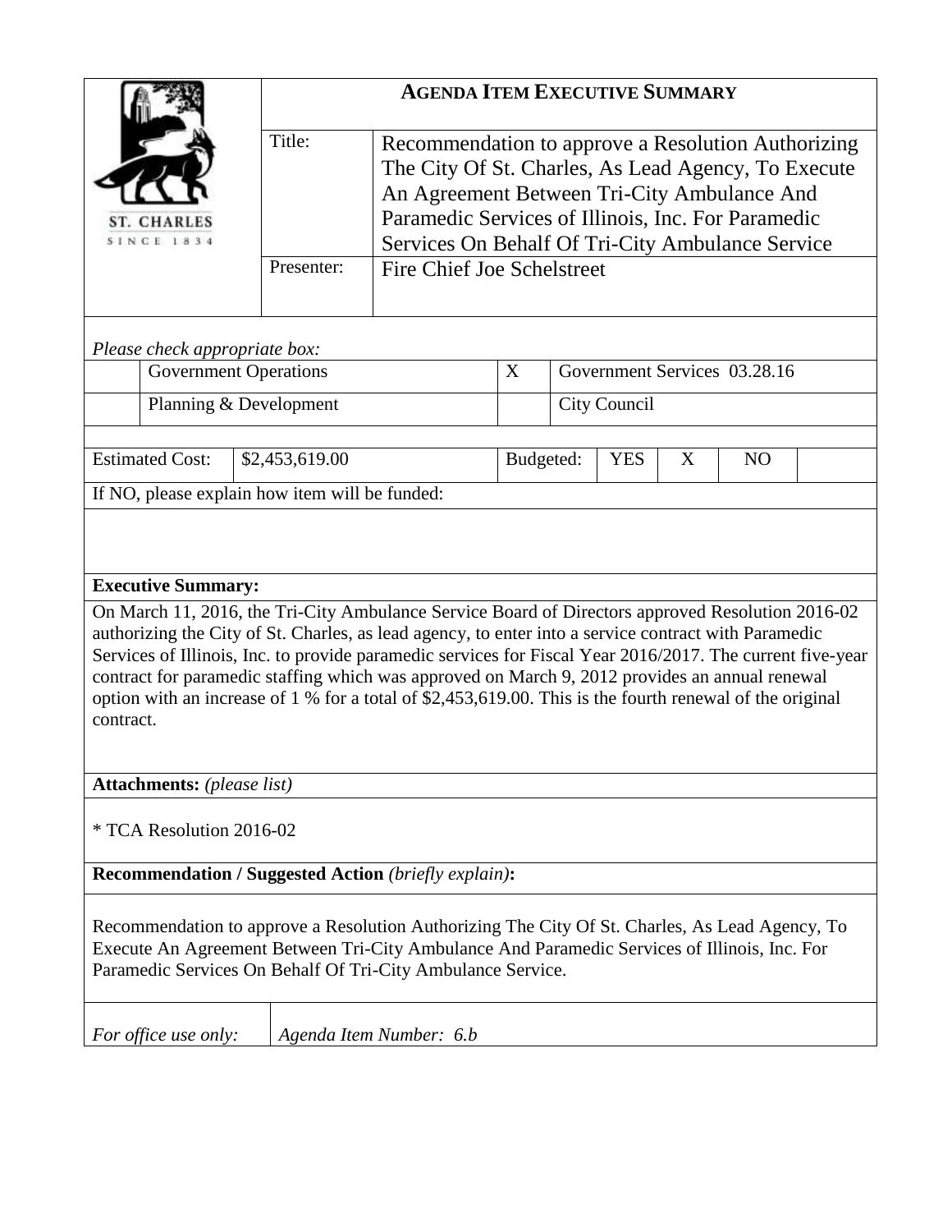ST. CHARLES
SINCE 1834

## AGENDA ITEM EXECUTIVE SUMMARY

| | |
|---|---|
| Title: | Recommendation to approve a Resolution Authorizing The City Of St. Charles, As Lead Agency, To Execute An Agreement Between Tri-City Ambulance And Paramedic Services of Illinois, Inc. For Paramedic Services On Behalf Of Tri-City Ambulance Service |
| Presenter: | Fire Chief Joe Schelstreet |

*Please check appropriate box:*

| | | | |
|---|---|---|---|
| | Government Operations | X | Government Services 03.28.16 |
| | Planning & Development | | City Council |

| Estimated Cost: | $2,453,619.00 | Budgeted: | YES | X | NO | |
|---|---|---|---|---|---|---|

If NO, please explain how item will be funded:

**Executive Summary:**

On March 11, 2016, the Tri-City Ambulance Service Board of Directors approved Resolution 2016-02 authorizing the City of St. Charles, as lead agency, to enter into a service contract with Paramedic Services of Illinois, Inc. to provide paramedic services for Fiscal Year 2016/2017. The current five-year contract for paramedic staffing which was approved on March 9, 2012 provides an annual renewal option with an increase of 1 % for a total of $2,453,619.00. This is the fourth renewal of the original contract.

**Attachments:** *(please list)*

* TCA Resolution 2016-02

**Recommendation / Suggested Action** *(briefly explain)***:**

Recommendation to approve a Resolution Authorizing The City Of St. Charles, As Lead Agency, To Execute An Agreement Between Tri-City Ambulance And Paramedic Services of Illinois, Inc. For Paramedic Services On Behalf Of Tri-City Ambulance Service.

| *For office use only:* | *Agenda Item Number: 6.b* |
|---|---|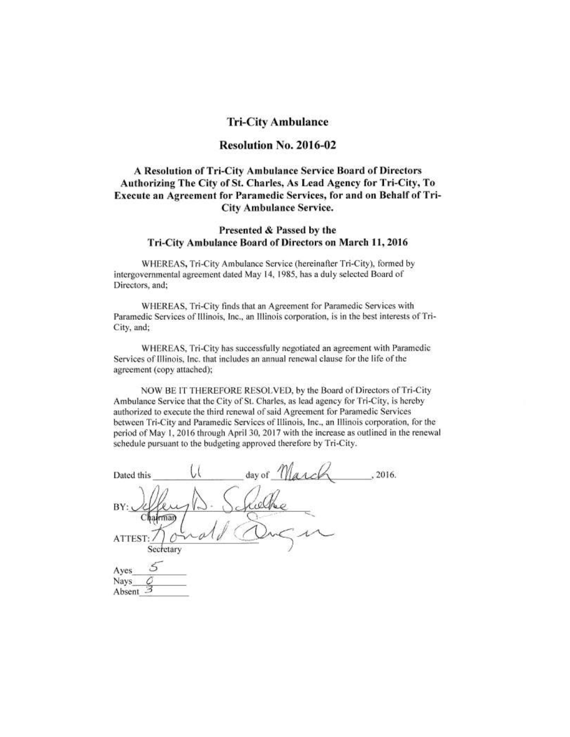# Tri-City Ambulance

## Resolution No. 2016-02

### A Resolution of Tri-City Ambulance Service Board of Directors Authorizing The City of St. Charles, As Lead Agency for Tri-City, To Execute an Agreement for Paramedic Services, for and on Behalf of Tri-City Ambulance Service.

### Presented & Passed by the Tri-City Ambulance Board of Directors on March 11, 2016

WHEREAS, Tri-City Ambulance Service (hereinafter Tri-City), formed by intergovernmental agreement dated May 14, 1985, has a duly selected Board of Directors, and;

WHEREAS, Tri-City finds that an Agreement for Paramedic Services with Paramedic Services of Illinois, Inc., an Illinois corporation, is in the best interests of Tri-City, and;

WHEREAS, Tri-City has successfully negotiated an agreement with Paramedic Services of Illinois, Inc. that includes an annual renewal clause for the life of the agreement (copy attached);

NOW BE IT THEREFORE RESOLVED, by the Board of Directors of Tri-City Ambulance Service that the City of St. Charles, as lead agency for Tri-City, is hereby authorized to execute the third renewal of said Agreement for Paramedic Services between Tri-City and Paramedic Services of Illinois, Inc., an Illinois corporation, for the period of May 1, 2016 through April 30, 2017 with the increase as outlined in the renewal schedule pursuant to the budgeting approved therefore by Tri-City.

Dated this 11 day of March, 2016.

BY: Jeffery D. Schielke
Chairman

ATTEST: Ronald Onan
Secretary

Ayes 5
Nays 0
Absent 3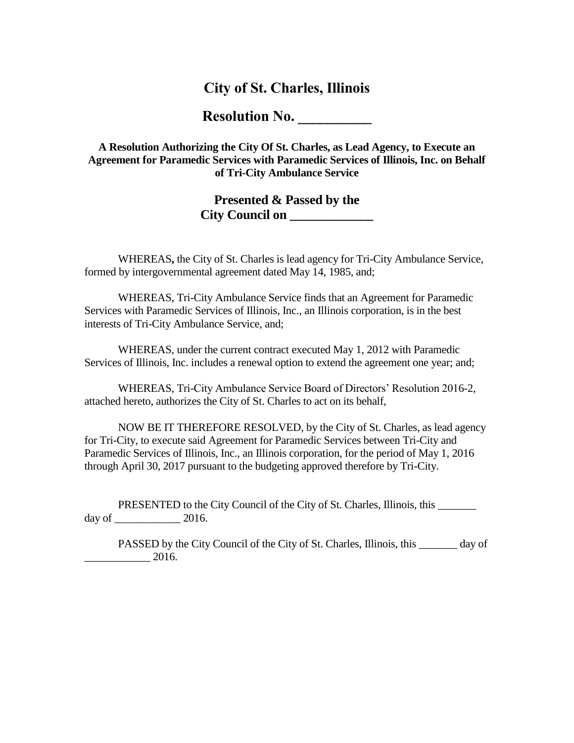# City of St. Charles, Illinois

## Resolution No. __________

**A Resolution Authorizing the City Of St. Charles, as Lead Agency, to Execute an Agreement for Paramedic Services with Paramedic Services of Illinois, Inc. on Behalf of Tri-City Ambulance Service**

**Presented & Passed by the City Council on _____________**

WHEREAS**,** the City of St. Charles is lead agency for Tri-City Ambulance Service, formed by intergovernmental agreement dated May 14, 1985, and;

WHEREAS, Tri-City Ambulance Service finds that an Agreement for Paramedic Services with Paramedic Services of Illinois, Inc., an Illinois corporation, is in the best interests of Tri-City Ambulance Service, and;

WHEREAS, under the current contract executed May 1, 2012 with Paramedic Services of Illinois, Inc. includes a renewal option to extend the agreement one year; and;

WHEREAS, Tri-City Ambulance Service Board of Directors' Resolution 2016-2, attached hereto, authorizes the City of St. Charles to act on its behalf,

NOW BE IT THEREFORE RESOLVED, by the City of St. Charles, as lead agency for Tri-City, to execute said Agreement for Paramedic Services between Tri-City and Paramedic Services of Illinois, Inc., an Illinois corporation, for the period of May 1, 2016 through April 30, 2017 pursuant to the budgeting approved therefore by Tri-City.

PRESENTED to the City Council of the City of St. Charles, Illinois, this _______ day of ____________ 2016.

PASSED by the City Council of the City of St. Charles, Illinois, this _______ day of ____________ 2016.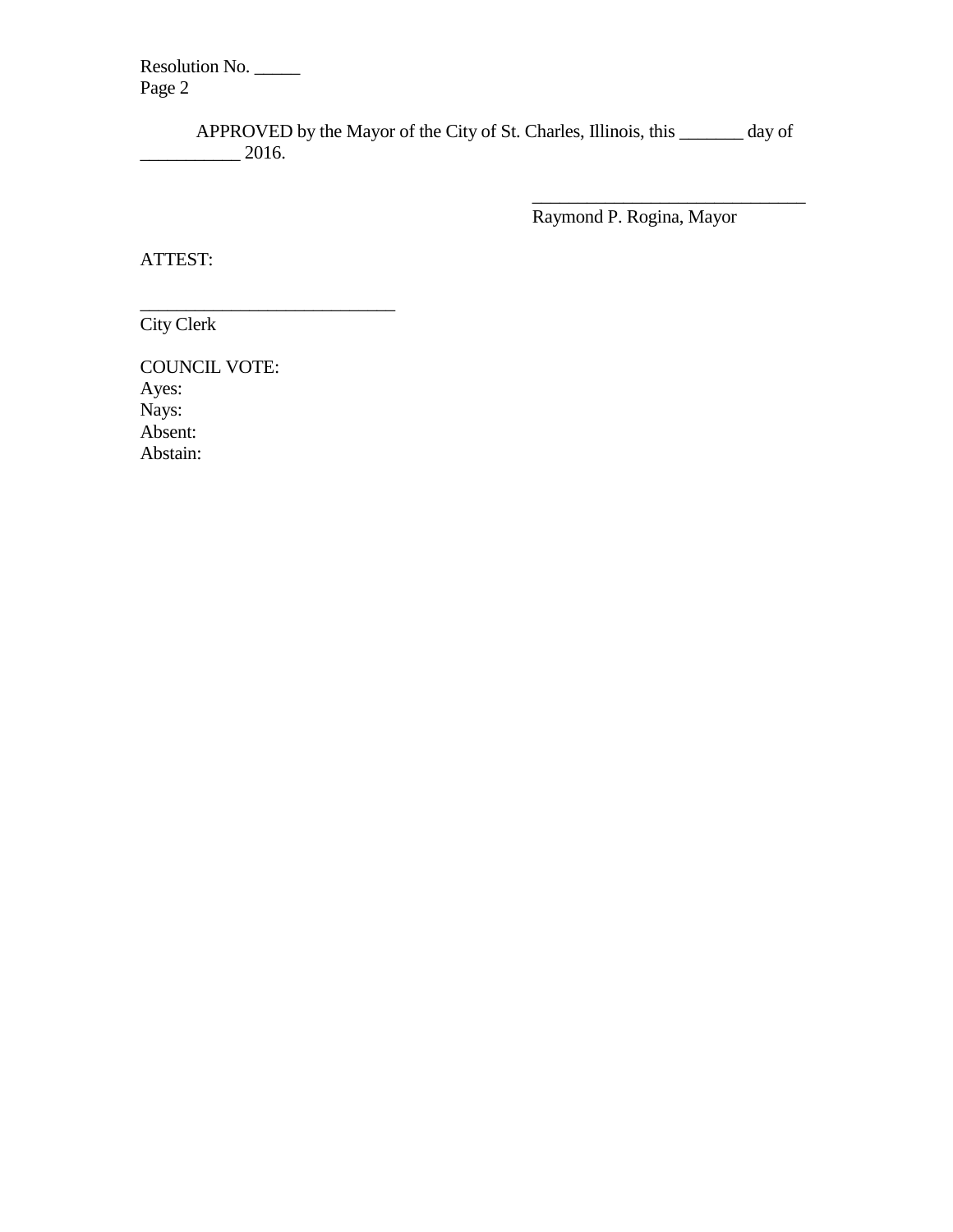APPROVED by the Mayor of the City of St. Charles, Illinois, this _______ day of ___________ 2016.

______________________________
Raymond P. Rogina, Mayor

ATTEST:

____________________________
City Clerk

COUNCIL VOTE:
Ayes:
Nays:
Absent:
Abstain: